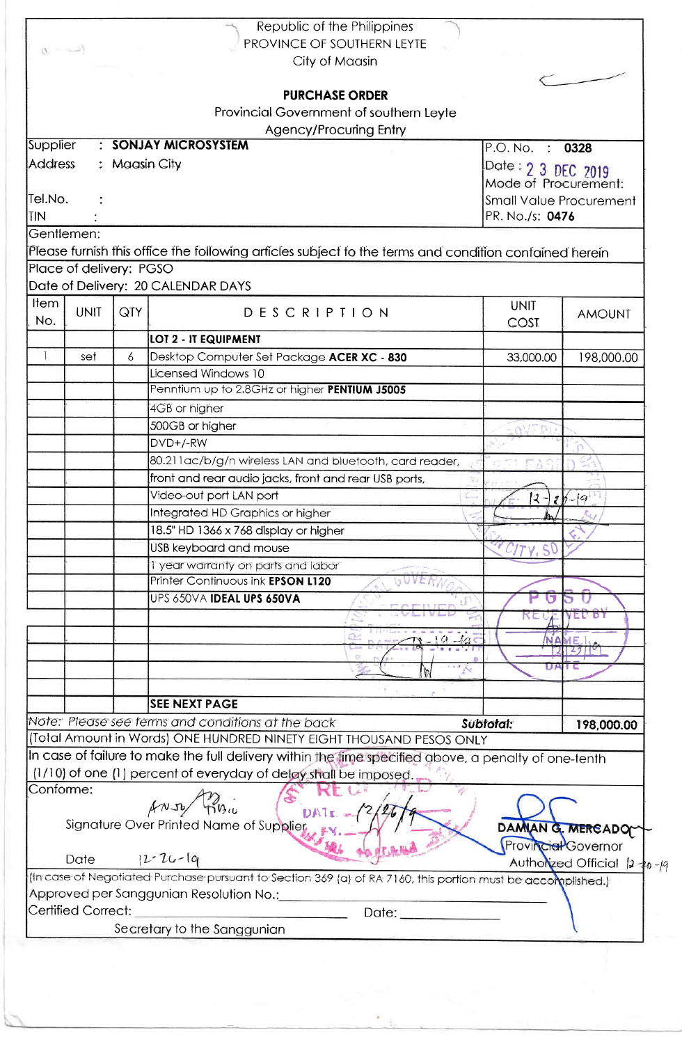Republic of the Philippines
PROVINCE OF SOUTHERN LEYTE
City of Maasin

# PURCHASE ORDER

Provincial Government of southern Leyte
Agency/Procuring Entry

| | |
|---|---|
| Supplier : **SONJAY MICROSYSTEM** | P.O. No. : **0328** |
| Address : Maasin City | Date : 2 3 DEC 2019 |
| | Mode of Procurement: |
| Tel.No. : | Small Value Procurement |
| TIN : | PR. No./s: **0476** |

Gentlemen:

Please furnish this office the following articles subject to the terms and condition contained herein

Place of delivery: PGSO

Date of Delivery: 20 CALENDAR DAYS

| Item No. | UNIT | QTY | DESCRIPTION | UNIT COST | AMOUNT |
|---|---|---|---|---|---|
| | | | **LOT 2 - IT EQUIPMENT** | | |
| 1 | set | 6 | Desktop Computer Set Package **ACER XC - 830** | 33,000.00 | 198,000.00 |
| | | | Licensed Windows 10 | | |
| | | | Penntium up to 2.8GHz or higher **PENTIUM J5005** | | |
| | | | 4GB or higher | | |
| | | | 500GB or higher | | |
| | | | DVD+/-RW | | |
| | | | 80.211ac/b/g/n wireless LAN and bluetooth, card reader, | | |
| | | | front and rear audio jacks, front and rear USB ports, | | |
| | | | Video-out port LAN port | | |
| | | | Integrated HD Graphics or higher | | |
| | | | 18.5" HD 1366 x 768 display or higher | | |
| | | | USB keyboard and mouse | | |
| | | | 1 year warranty on parts and labor | | |
| | | | Printer Continuous ink **EPSON L120** | | |
| | | | UPS 650VA **IDEAL UPS 650VA** | | |
| | | | | | |
| | | | | | |
| | | | | | |
| | | | | | |
| | | | **SEE NEXT PAGE** | | |
| *Note: Please see terms and conditions at the back* | | | | ***Subtotal:*** | **198,000.00** |

(Total Amount in Words) ONE HUNDRED NINETY EIGHT THOUSAND PESOS ONLY

In case of failure to make the full delivery within the time specified above, a penalty of one-tenth (1/10) of one (1) percent of everyday of delay shall be imposed.

Conforme:

Signature Over Printed Name of Supplier

Date 12-26-19

**DAMIAN G. MERCADO**
Provincial Governor
Authorized Official 12-20-19

(In case of Negotiated Purchase pursuant to Section 369 (a) of RA 7160, this portion must be accomplished.)

Approved per Sanggunian Resolution No.:\_\_\_\_\_\_\_\_\_\_\_\_\_\_\_\_\_\_\_\_

Certified Correct: \_\_\_\_\_\_\_\_\_\_\_\_\_\_\_\_\_\_\_\_ Date: \_\_\_\_\_\_\_\_\_\_

Secretary to the Sanggunian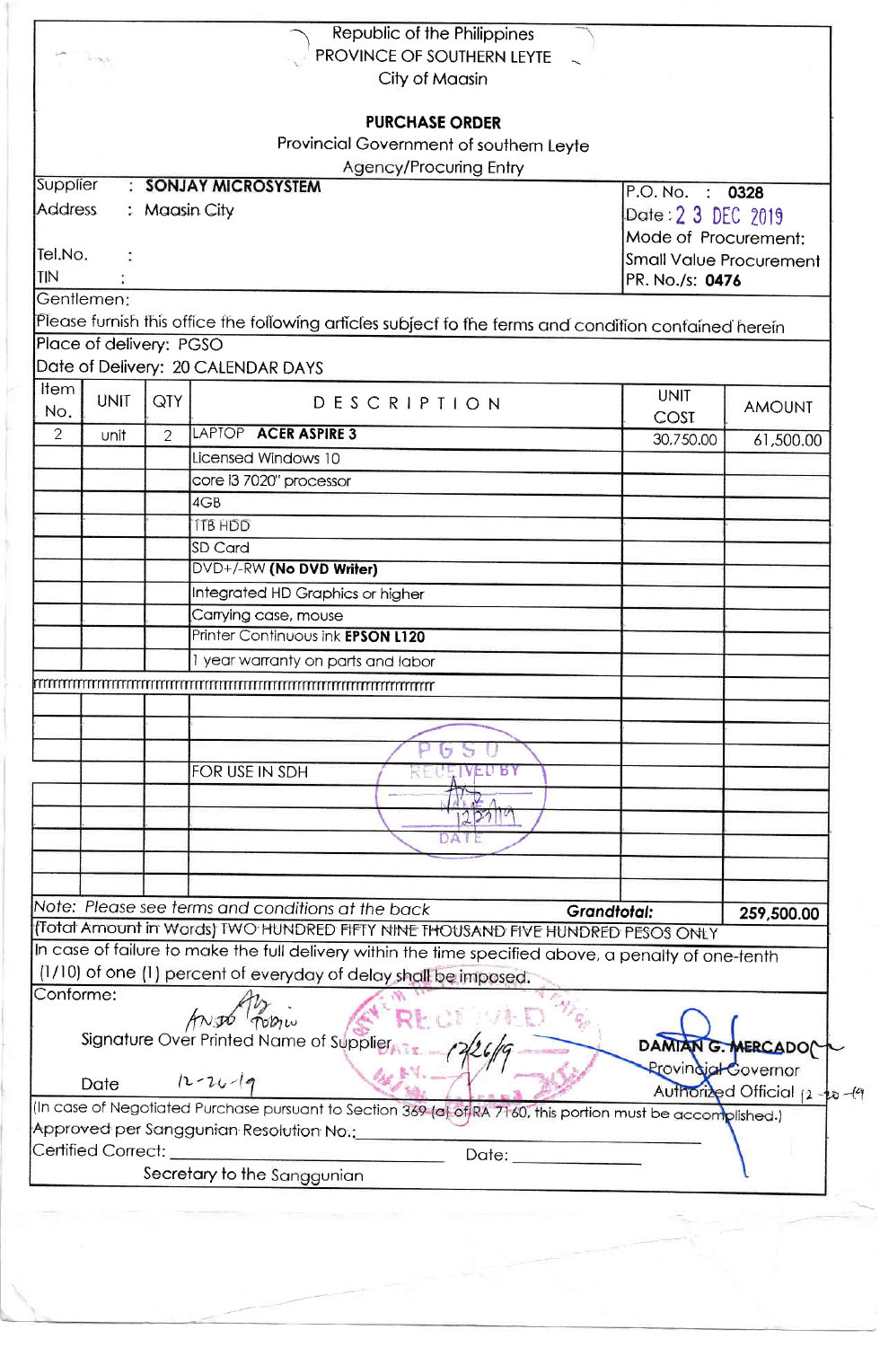Republic of the Philippines
PROVINCE OF SOUTHERN LEYTE
City of Maasin

## PURCHASE ORDER

Provincial Government of southern Leyte
Agency/Procuring Entry

| | |
|---|---|
| Supplier : **SONJAY MICROSYSTEM** | P.O. No. : **0328** |
| Address : Maasin City | Date : 2 3 DEC 2019 |
| | Mode of Procurement: |
| Tel.No. : | Small Value Procurement |
| TIN : | PR. No./s: **0476** |

Gentlemen:

Please furnish this office the following articles subject to the terms and condition contained herein

Place of delivery: PGSO

Date of Delivery: 20 CALENDAR DAYS

| Item No. | UNIT | QTY | DESCRIPTION | UNIT COST | AMOUNT |
|---|---|---|---|---|---|
| 2 | unit | 2 | LAPTOP **ACER ASPIRE 3** | 30,750.00 | 61,500.00 |
| | | | Licensed Windows 10 | | |
| | | | core I3 7020" processor | | |
| | | | 4GB | | |
| | | | 1TB HDD | | |
| | | | SD Card | | |
| | | | DVD+/-RW **(No DVD Writer)** | | |
| | | | Integrated HD Graphics or higher | | |
| | | | Carrying case, mouse | | |
| | | | Printer Continuous ink **EPSON L120** | | |
| | | | 1 year warranty on parts and labor | | |
| rrrrrrrrrrrrrrrrrrrrrrrrrrrrrrrrrrrrrrrrrrrrrrrrrrrrrrrrrrrrrrrrrrrr | | | | | |
| | | | | | |
| | | | | | |
| | | | FOR USE IN SDH | | |
| | | | | | |
| | | | | | |
| | | | | | |
| | | | | | |
| *Note: Please see terms and conditions at the back* | | | | ***Grandtotal:*** | **259,500.00** |

PGSO RECEIVED BY 12/23/19 DATE

(Total Amount in Words) TWO HUNDRED FIFTY NINE THOUSAND FIVE HUNDRED PESOS ONLY

In case of failure to make the full delivery within the time specified above, a penalty of one-tenth (1/10) of one (1) percent of everyday of delay shall be imposed.

Conforme:

Signature Over Printed Name of Supplier

Date 12-26-19

RECEIVED 12/26/19

**DAMIAN G. MERCADO**
Provincial Governor
Authorized Official 12-20-19

(In case of Negotiated Purchase pursuant to Section 369 (a) of RA 7160, this portion must be accomplished.)

Approved per Sanggunian Resolution No.:\_\_\_\_\_\_\_\_\_\_\_\_\_\_\_\_\_\_\_\_

Certified Correct: \_\_\_\_\_\_\_\_\_\_\_\_\_\_\_\_\_\_\_\_ Date: \_\_\_\_\_\_\_\_\_\_

Secretary to the Sanggunian